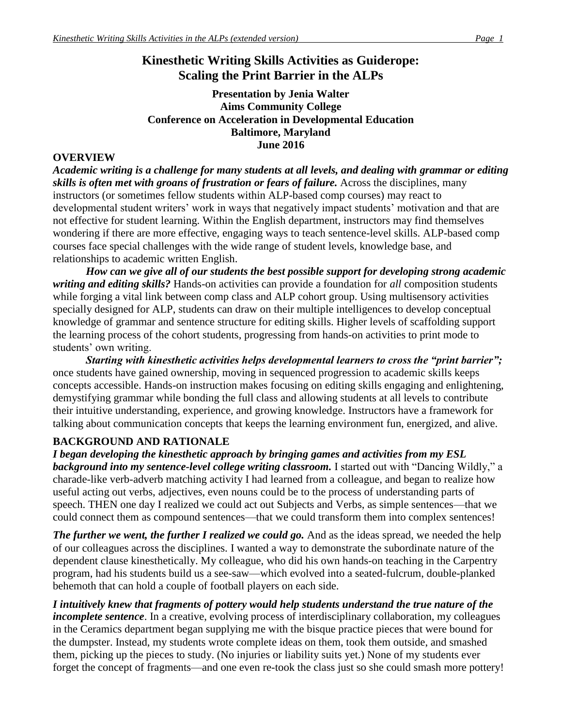# Kinesthetic Writing Skills Activities as Guiderope: Scaling the Print Barrier in the ALPs

**Presentation by Jenia Walter**
**Aims Community College**
**Conference on Acceleration in Developmental Education**
**Baltimore, Maryland**
**June 2016**

## OVERVIEW

***Academic writing is a challenge for many students at all levels, and dealing with grammar or editing skills is often met with groans of frustration or fears of failure.*** Across the disciplines, many instructors (or sometimes fellow students within ALP-based comp courses) may react to developmental student writers' work in ways that negatively impact students' motivation and that are not effective for student learning. Within the English department, instructors may find themselves wondering if there are more effective, engaging ways to teach sentence-level skills. ALP-based comp courses face special challenges with the wide range of student levels, knowledge base, and relationships to academic written English.

***How can we give all of our students the best possible support for developing strong academic writing and editing skills?*** Hands-on activities can provide a foundation for *all* composition students while forging a vital link between comp class and ALP cohort group. Using multisensory activities specially designed for ALP, students can draw on their multiple intelligences to develop conceptual knowledge of grammar and sentence structure for editing skills. Higher levels of scaffolding support the learning process of the cohort students, progressing from hands-on activities to print mode to students' own writing.

***Starting with kinesthetic activities helps developmental learners to cross the "print barrier";*** once students have gained ownership, moving in sequenced progression to academic skills keeps concepts accessible. Hands-on instruction makes focusing on editing skills engaging and enlightening, demystifying grammar while bonding the full class and allowing students at all levels to contribute their intuitive understanding, experience, and growing knowledge. Instructors have a framework for talking about communication concepts that keeps the learning environment fun, energized, and alive.

## BACKGROUND AND RATIONALE

***I began developing the kinesthetic approach by bringing games and activities from my ESL background into my sentence-level college writing classroom.*** I started out with "Dancing Wildly," a charade-like verb-adverb matching activity I had learned from a colleague, and began to realize how useful acting out verbs, adjectives, even nouns could be to the process of understanding parts of speech. THEN one day I realized we could act out Subjects and Verbs, as simple sentences—that we could connect them as compound sentences—that we could transform them into complex sentences!

***The further we went, the further I realized we could go.*** And as the ideas spread, we needed the help of our colleagues across the disciplines. I wanted a way to demonstrate the subordinate nature of the dependent clause kinesthetically. My colleague, who did his own hands-on teaching in the Carpentry program, had his students build us a see-saw—which evolved into a seated-fulcrum, double-planked behemoth that can hold a couple of football players on each side.

***I intuitively knew that fragments of pottery would help students understand the true nature of the incomplete sentence***. In a creative, evolving process of interdisciplinary collaboration, my colleagues in the Ceramics department began supplying me with the bisque practice pieces that were bound for the dumpster. Instead, my students wrote complete ideas on them, took them outside, and smashed them, picking up the pieces to study. (No injuries or liability suits yet.) None of my students ever forget the concept of fragments—and one even re-took the class just so she could smash more pottery!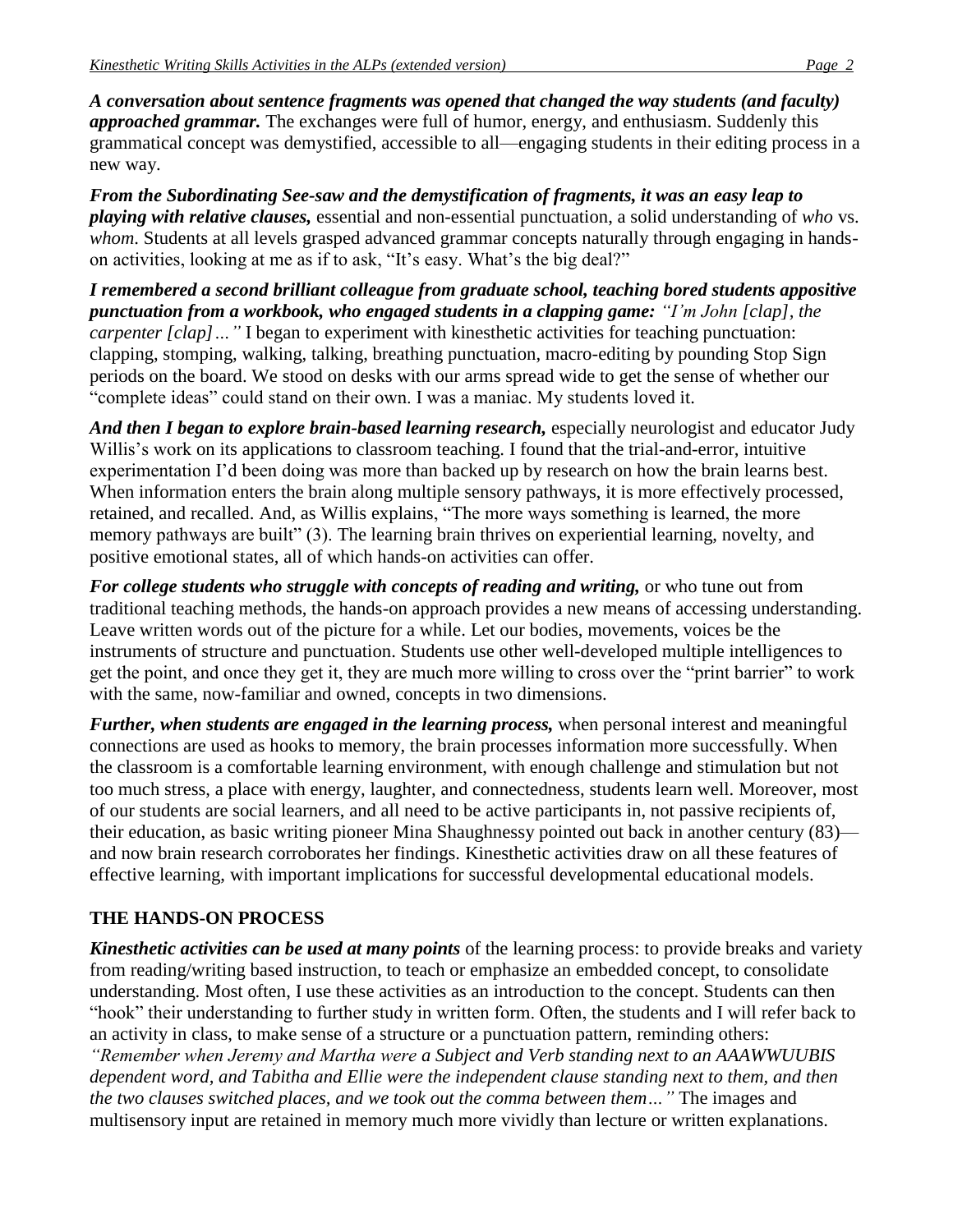***A conversation about sentence fragments was opened that changed the way students (and faculty) approached grammar.*** The exchanges were full of humor, energy, and enthusiasm. Suddenly this grammatical concept was demystified, accessible to all—engaging students in their editing process in a new way.

***From the Subordinating See-saw and the demystification of fragments, it was an easy leap to playing with relative clauses,*** essential and non-essential punctuation, a solid understanding of *who* vs. *whom*. Students at all levels grasped advanced grammar concepts naturally through engaging in hands-on activities, looking at me as if to ask, "It's easy. What's the big deal?"

***I remembered a second brilliant colleague from graduate school, teaching bored students appositive punctuation from a workbook, who engaged students in a clapping game:*** *"I'm John [clap], the carpenter [clap]…"* I began to experiment with kinesthetic activities for teaching punctuation: clapping, stomping, walking, talking, breathing punctuation, macro-editing by pounding Stop Sign periods on the board. We stood on desks with our arms spread wide to get the sense of whether our "complete ideas" could stand on their own. I was a maniac. My students loved it.

***And then I began to explore brain-based learning research,*** especially neurologist and educator Judy Willis's work on its applications to classroom teaching. I found that the trial-and-error, intuitive experimentation I'd been doing was more than backed up by research on how the brain learns best. When information enters the brain along multiple sensory pathways, it is more effectively processed, retained, and recalled. And, as Willis explains, "The more ways something is learned, the more memory pathways are built" (3). The learning brain thrives on experiential learning, novelty, and positive emotional states, all of which hands-on activities can offer.

***For college students who struggle with concepts of reading and writing,*** or who tune out from traditional teaching methods, the hands-on approach provides a new means of accessing understanding. Leave written words out of the picture for a while. Let our bodies, movements, voices be the instruments of structure and punctuation. Students use other well-developed multiple intelligences to get the point, and once they get it, they are much more willing to cross over the "print barrier" to work with the same, now-familiar and owned, concepts in two dimensions.

***Further, when students are engaged in the learning process,*** when personal interest and meaningful connections are used as hooks to memory, the brain processes information more successfully. When the classroom is a comfortable learning environment, with enough challenge and stimulation but not too much stress, a place with energy, laughter, and connectedness, students learn well. Moreover, most of our students are social learners, and all need to be active participants in, not passive recipients of, their education, as basic writing pioneer Mina Shaughnessy pointed out back in another century (83)—and now brain research corroborates her findings. Kinesthetic activities draw on all these features of effective learning, with important implications for successful developmental educational models.

## THE HANDS-ON PROCESS

***Kinesthetic activities can be used at many points*** of the learning process: to provide breaks and variety from reading/writing based instruction, to teach or emphasize an embedded concept, to consolidate understanding. Most often, I use these activities as an introduction to the concept. Students can then "hook" their understanding to further study in written form. Often, the students and I will refer back to an activity in class, to make sense of a structure or a punctuation pattern, reminding others: *"Remember when Jeremy and Martha were a Subject and Verb standing next to an AAAWWUUBIS dependent word, and Tabitha and Ellie were the independent clause standing next to them, and then the two clauses switched places, and we took out the comma between them…"* The images and multisensory input are retained in memory much more vividly than lecture or written explanations.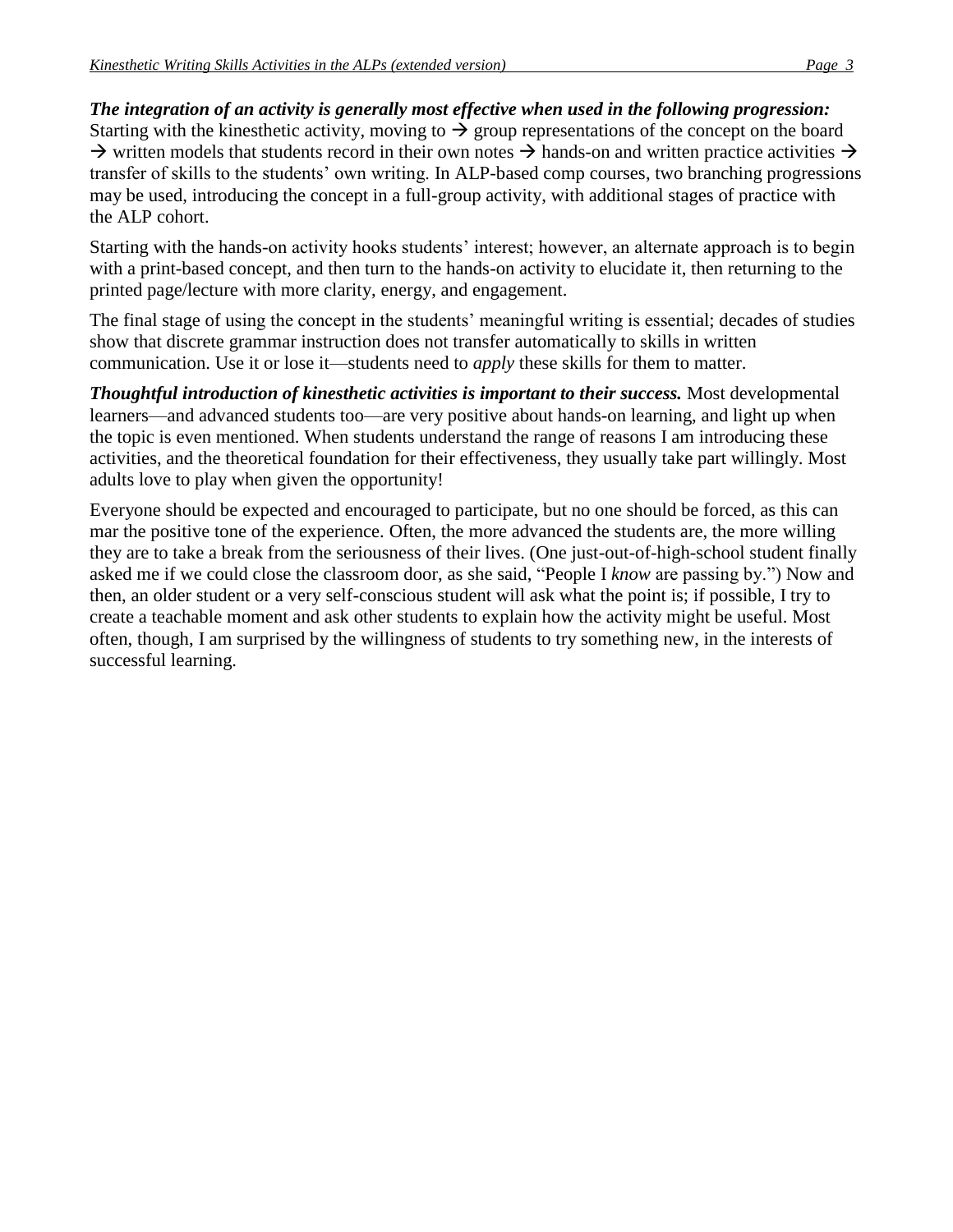***The integration of an activity is generally most effective when used in the following progression:*** Starting with the kinesthetic activity, moving to → group representations of the concept on the board → written models that students record in their own notes → hands-on and written practice activities → transfer of skills to the students' own writing. In ALP-based comp courses, two branching progressions may be used, introducing the concept in a full-group activity, with additional stages of practice with the ALP cohort.

Starting with the hands-on activity hooks students' interest; however, an alternate approach is to begin with a print-based concept, and then turn to the hands-on activity to elucidate it, then returning to the printed page/lecture with more clarity, energy, and engagement.

The final stage of using the concept in the students' meaningful writing is essential; decades of studies show that discrete grammar instruction does not transfer automatically to skills in written communication. Use it or lose it—students need to *apply* these skills for them to matter.

***Thoughtful introduction of kinesthetic activities is important to their success.*** Most developmental learners—and advanced students too—are very positive about hands-on learning, and light up when the topic is even mentioned. When students understand the range of reasons I am introducing these activities, and the theoretical foundation for their effectiveness, they usually take part willingly. Most adults love to play when given the opportunity!

Everyone should be expected and encouraged to participate, but no one should be forced, as this can mar the positive tone of the experience. Often, the more advanced the students are, the more willing they are to take a break from the seriousness of their lives. (One just-out-of-high-school student finally asked me if we could close the classroom door, as she said, "People I *know* are passing by.") Now and then, an older student or a very self-conscious student will ask what the point is; if possible, I try to create a teachable moment and ask other students to explain how the activity might be useful. Most often, though, I am surprised by the willingness of students to try something new, in the interests of successful learning.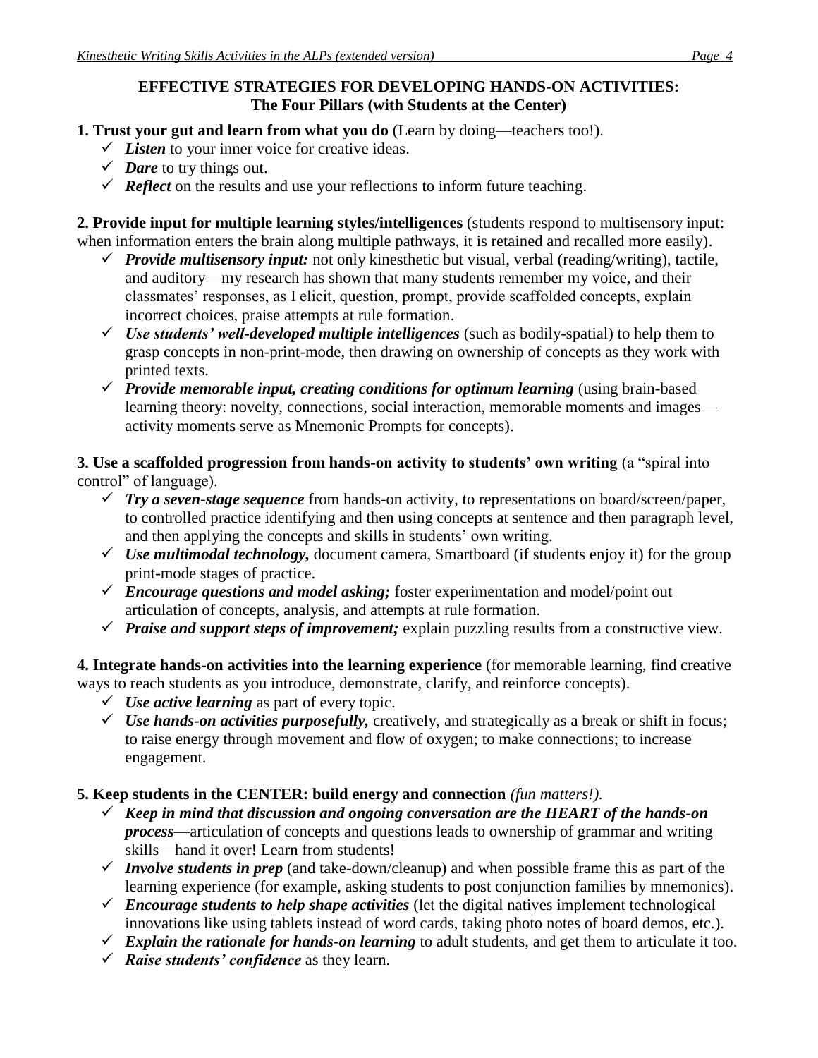## EFFECTIVE STRATEGIES FOR DEVELOPING HANDS-ON ACTIVITIES:
## The Four Pillars (with Students at the Center)

**1. Trust your gut and learn from what you do** (Learn by doing—teachers too!).

- ✓ ***Listen*** to your inner voice for creative ideas.
- ✓ ***Dare*** to try things out.
- ✓ ***Reflect*** on the results and use your reflections to inform future teaching.

**2. Provide input for multiple learning styles/intelligences** (students respond to multisensory input: when information enters the brain along multiple pathways, it is retained and recalled more easily).

- ✓ ***Provide multisensory input:*** not only kinesthetic but visual, verbal (reading/writing), tactile, and auditory—my research has shown that many students remember my voice, and their classmates' responses, as I elicit, question, prompt, provide scaffolded concepts, explain incorrect choices, praise attempts at rule formation.
- ✓ ***Use students' well-developed multiple intelligences*** (such as bodily-spatial) to help them to grasp concepts in non-print-mode, then drawing on ownership of concepts as they work with printed texts.
- ✓ ***Provide memorable input, creating conditions for optimum learning*** (using brain-based learning theory: novelty, connections, social interaction, memorable moments and images—activity moments serve as Mnemonic Prompts for concepts).

**3. Use a scaffolded progression from hands-on activity to students' own writing** (a "spiral into control" of language).

- ✓ ***Try a seven-stage sequence*** from hands-on activity, to representations on board/screen/paper, to controlled practice identifying and then using concepts at sentence and then paragraph level, and then applying the concepts and skills in students' own writing.
- ✓ ***Use multimodal technology,*** document camera, Smartboard (if students enjoy it) for the group print-mode stages of practice.
- ✓ ***Encourage questions and model asking;*** foster experimentation and model/point out articulation of concepts, analysis, and attempts at rule formation.
- ✓ ***Praise and support steps of improvement;*** explain puzzling results from a constructive view.

**4. Integrate hands-on activities into the learning experience** (for memorable learning, find creative ways to reach students as you introduce, demonstrate, clarify, and reinforce concepts).

- ✓ ***Use active learning*** as part of every topic.
- ✓ ***Use hands-on activities purposefully,*** creatively, and strategically as a break or shift in focus; to raise energy through movement and flow of oxygen; to make connections; to increase engagement.

**5. Keep students in the CENTER: build energy and connection** *(fun matters!).*

- ✓ ***Keep in mind that discussion and ongoing conversation are the HEART of the hands-on process***—articulation of concepts and questions leads to ownership of grammar and writing skills—hand it over! Learn from students!
- ✓ ***Involve students in prep*** (and take-down/cleanup) and when possible frame this as part of the learning experience (for example, asking students to post conjunction families by mnemonics).
- ✓ ***Encourage students to help shape activities*** (let the digital natives implement technological innovations like using tablets instead of word cards, taking photo notes of board demos, etc.).
- ✓ ***Explain the rationale for hands-on learning*** to adult students, and get them to articulate it too.
- ✓ ***Raise students' confidence*** as they learn.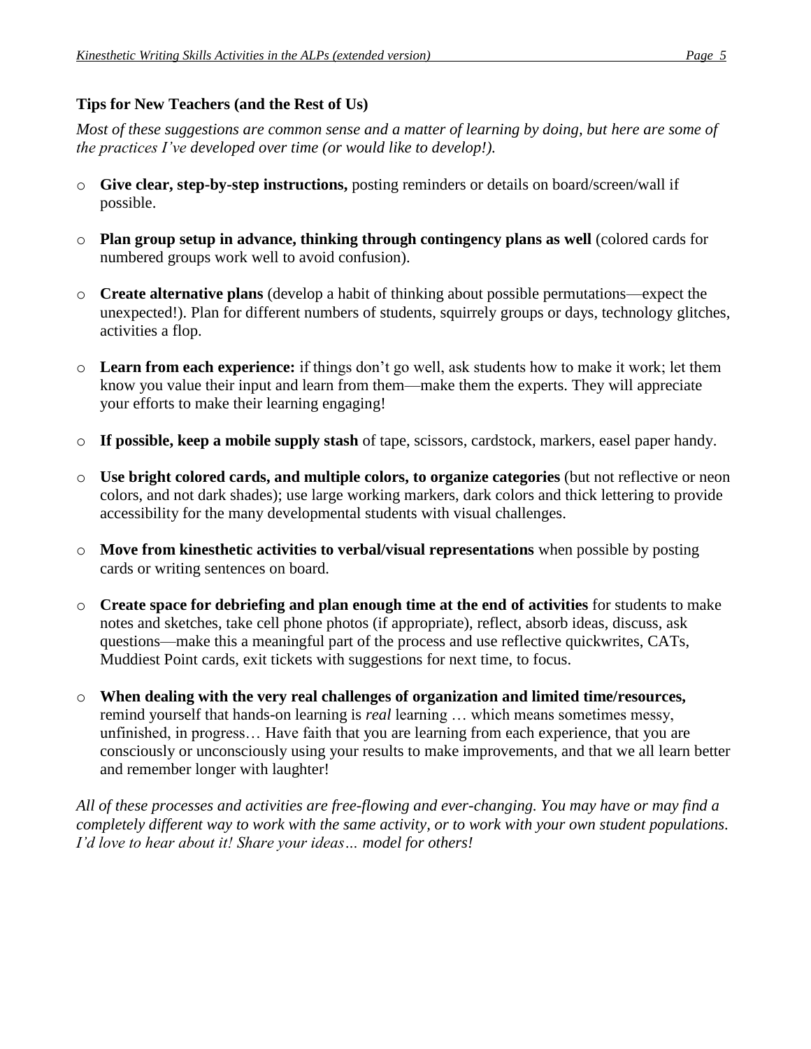### Tips for New Teachers (and the Rest of Us)

*Most of these suggestions are common sense and a matter of learning by doing, but here are some of the practices I've developed over time (or would like to develop!).*

- **Give clear, step-by-step instructions,** posting reminders or details on board/screen/wall if possible.
- **Plan group setup in advance, thinking through contingency plans as well** (colored cards for numbered groups work well to avoid confusion).
- **Create alternative plans** (develop a habit of thinking about possible permutations—expect the unexpected!). Plan for different numbers of students, squirrely groups or days, technology glitches, activities a flop.
- **Learn from each experience:** if things don't go well, ask students how to make it work; let them know you value their input and learn from them—make them the experts. They will appreciate your efforts to make their learning engaging!
- **If possible, keep a mobile supply stash** of tape, scissors, cardstock, markers, easel paper handy.
- **Use bright colored cards, and multiple colors, to organize categories** (but not reflective or neon colors, and not dark shades); use large working markers, dark colors and thick lettering to provide accessibility for the many developmental students with visual challenges.
- **Move from kinesthetic activities to verbal/visual representations** when possible by posting cards or writing sentences on board.
- **Create space for debriefing and plan enough time at the end of activities** for students to make notes and sketches, take cell phone photos (if appropriate), reflect, absorb ideas, discuss, ask questions—make this a meaningful part of the process and use reflective quickwrites, CATs, Muddiest Point cards, exit tickets with suggestions for next time, to focus.
- **When dealing with the very real challenges of organization and limited time/resources,** remind yourself that hands-on learning is *real* learning … which means sometimes messy, unfinished, in progress… Have faith that you are learning from each experience, that you are consciously or unconsciously using your results to make improvements, and that we all learn better and remember longer with laughter!

*All of these processes and activities are free-flowing and ever-changing. You may have or may find a completely different way to work with the same activity, or to work with your own student populations. I'd love to hear about it! Share your ideas… model for others!*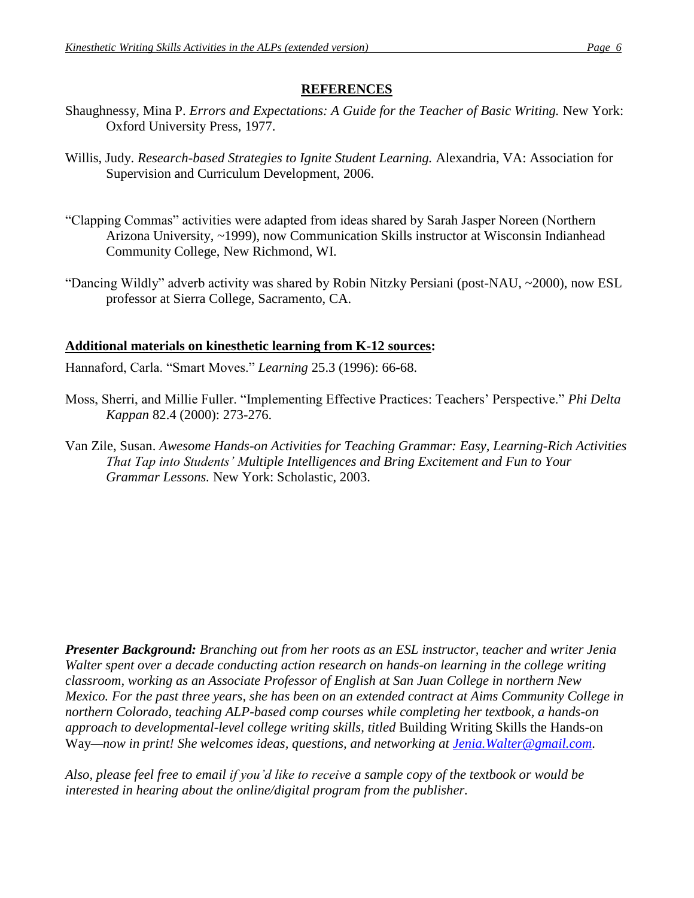## REFERENCES

Shaughnessy, Mina P. *Errors and Expectations: A Guide for the Teacher of Basic Writing.* New York: Oxford University Press, 1977.

Willis, Judy. *Research-based Strategies to Ignite Student Learning.* Alexandria, VA: Association for Supervision and Curriculum Development, 2006.

"Clapping Commas" activities were adapted from ideas shared by Sarah Jasper Noreen (Northern Arizona University, ~1999), now Communication Skills instructor at Wisconsin Indianhead Community College, New Richmond, WI.

"Dancing Wildly" adverb activity was shared by Robin Nitzky Persiani (post-NAU, ~2000), now ESL professor at Sierra College, Sacramento, CA.

### Additional materials on kinesthetic learning from K-12 sources:

Hannaford, Carla. "Smart Moves." *Learning* 25.3 (1996): 66-68.

Moss, Sherri, and Millie Fuller. "Implementing Effective Practices: Teachers' Perspective." *Phi Delta Kappan* 82.4 (2000): 273-276.

Van Zile, Susan. *Awesome Hands-on Activities for Teaching Grammar: Easy, Learning-Rich Activities That Tap into Students' Multiple Intelligences and Bring Excitement and Fun to Your Grammar Lessons.* New York: Scholastic, 2003.

***Presenter Background:*** *Branching out from her roots as an ESL instructor, teacher and writer Jenia Walter spent over a decade conducting action research on hands-on learning in the college writing classroom, working as an Associate Professor of English at San Juan College in northern New Mexico. For the past three years, she has been on an extended contract at Aims Community College in northern Colorado, teaching ALP-based comp courses while completing her textbook, a hands-on approach to developmental-level college writing skills, titled* Building Writing Skills the Hands-on Way*—now in print! She welcomes ideas, questions, and networking at [Jenia.Walter@gmail.com](mailto:Jenia.Walter@gmail.com).*

*Also, please feel free to email if you'd like to receive a sample copy of the textbook or would be interested in hearing about the online/digital program from the publisher.*